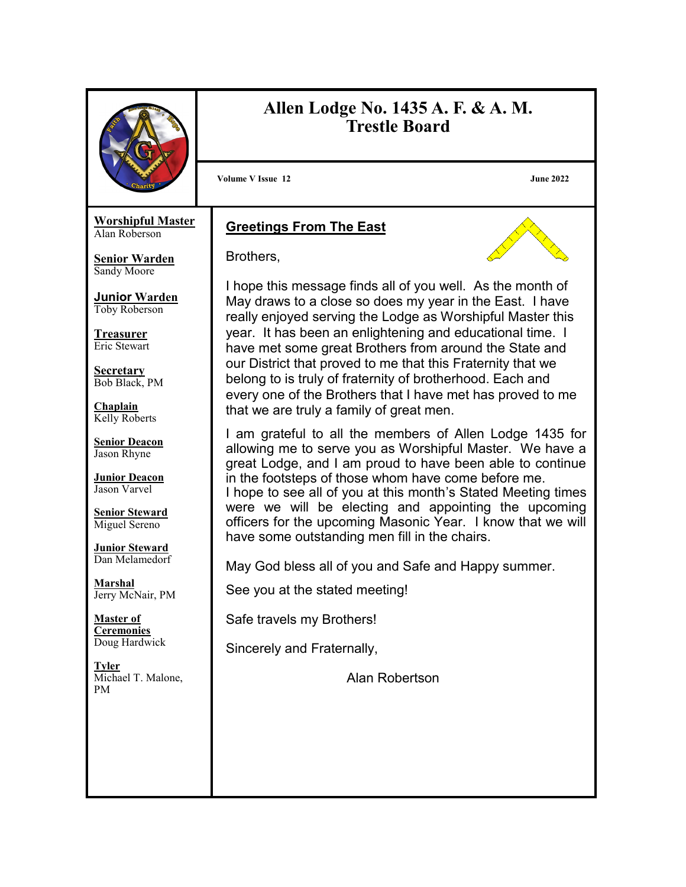# Allen Lodge No. 1435 A. F. & A. M.
## Trestle Board

**Volume V Issue 12** **June 2022**

**Worshipful Master**
Alan Roberson

**Senior Warden**
Sandy Moore

**Junior Warden**
Toby Roberson

**Treasurer**
Eric Stewart

**Secretary**
Bob Black, PM

**Chaplain**
Kelly Roberts

**Senior Deacon**
Jason Rhyne

**Junior Deacon**
Jason Varvel

**Senior Steward**
Miguel Sereno

**Junior Steward**
Dan Melamedorf

**Marshal**
Jerry McNair, PM

**Master of Ceremonies**
Doug Hardwick

**Tyler**
Michael T. Malone, PM

### Greetings From The East

Brothers,

I hope this message finds all of you well. As the month of May draws to a close so does my year in the East. I have really enjoyed serving the Lodge as Worshipful Master this year. It has been an enlightening and educational time. I have met some great Brothers from around the State and our District that proved to me that this Fraternity that we belong to is truly of fraternity of brotherhood. Each and every one of the Brothers that I have met has proved to me that we are truly a family of great men.

I am grateful to all the members of Allen Lodge 1435 for allowing me to serve you as Worshipful Master. We have a great Lodge, and I am proud to have been able to continue in the footsteps of those whom have come before me.
I hope to see all of you at this month's Stated Meeting times were we will be electing and appointing the upcoming officers for the upcoming Masonic Year. I know that we will have some outstanding men fill in the chairs.

May God bless all of you and Safe and Happy summer.

See you at the stated meeting!

Safe travels my Brothers!

Sincerely and Fraternally,

Alan Robertson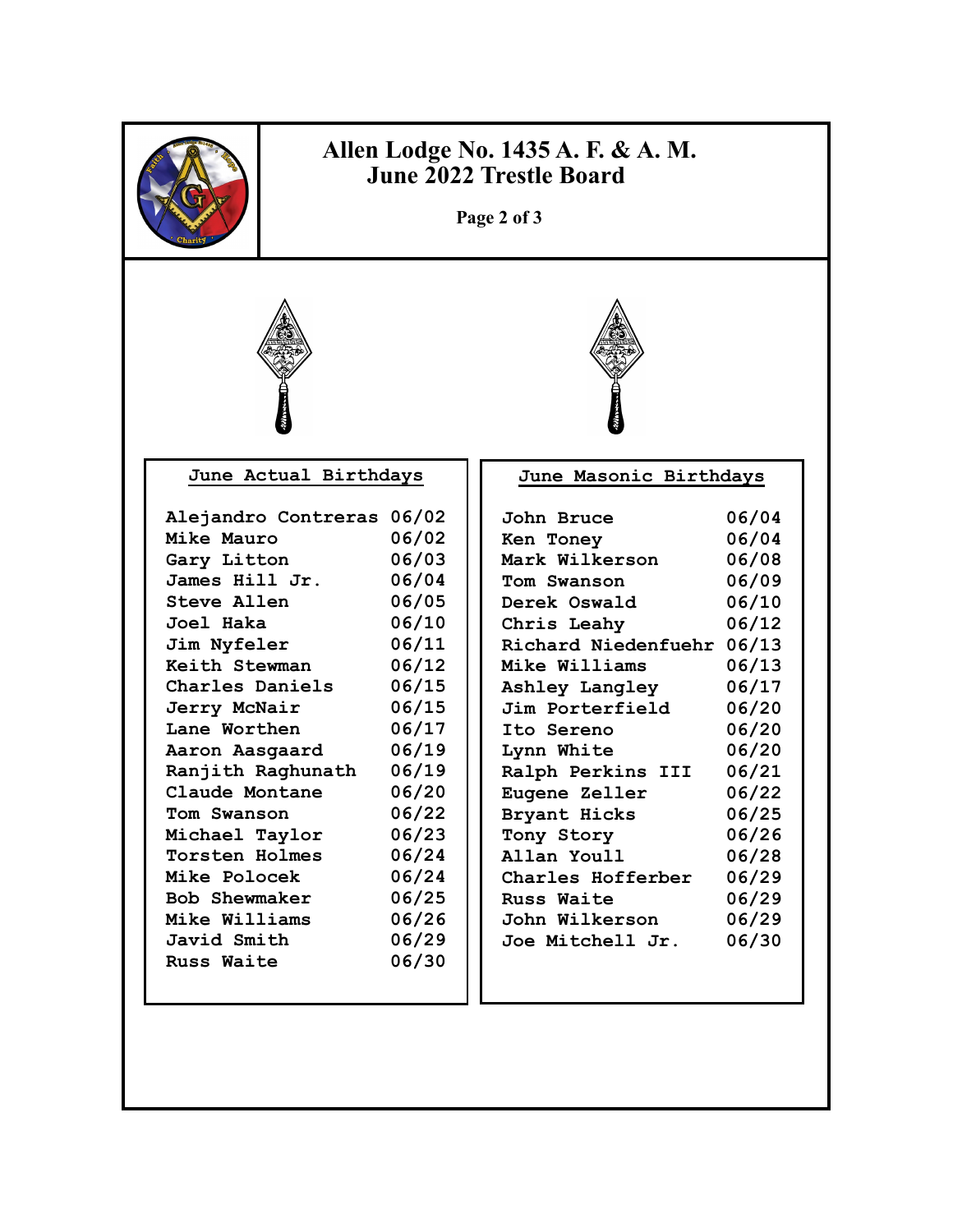# Allen Lodge No. 1435 A. F. & A. M.
## June 2022 Trestle Board

### June Actual Birthdays

| Name | Date |
|---|---|
| Alejandro Contreras | 06/02 |
| Mike Mauro | 06/02 |
| Gary Litton | 06/03 |
| James Hill Jr. | 06/04 |
| Steve Allen | 06/05 |
| Joel Haka | 06/10 |
| Jim Nyfeler | 06/11 |
| Keith Stewman | 06/12 |
| Charles Daniels | 06/15 |
| Jerry McNair | 06/15 |
| Lane Worthen | 06/17 |
| Aaron Aasgaard | 06/19 |
| Ranjith Raghunath | 06/19 |
| Claude Montane | 06/20 |
| Tom Swanson | 06/22 |
| Michael Taylor | 06/23 |
| Torsten Holmes | 06/24 |
| Mike Polocek | 06/24 |
| Bob Shewmaker | 06/25 |
| Mike Williams | 06/26 |
| Javid Smith | 06/29 |
| Russ Waite | 06/30 |

### June Masonic Birthdays

| Name | Date |
|---|---|
| John Bruce | 06/04 |
| Ken Toney | 06/04 |
| Mark Wilkerson | 06/08 |
| Tom Swanson | 06/09 |
| Derek Oswald | 06/10 |
| Chris Leahy | 06/12 |
| Richard Niedenfuehr | 06/13 |
| Mike Williams | 06/13 |
| Ashley Langley | 06/17 |
| Jim Porterfield | 06/20 |
| Ito Sereno | 06/20 |
| Lynn White | 06/20 |
| Ralph Perkins III | 06/21 |
| Eugene Zeller | 06/22 |
| Bryant Hicks | 06/25 |
| Tony Story | 06/26 |
| Allan Youll | 06/28 |
| Charles Hofferber | 06/29 |
| Russ Waite | 06/29 |
| John Wilkerson | 06/29 |
| Joe Mitchell Jr. | 06/30 |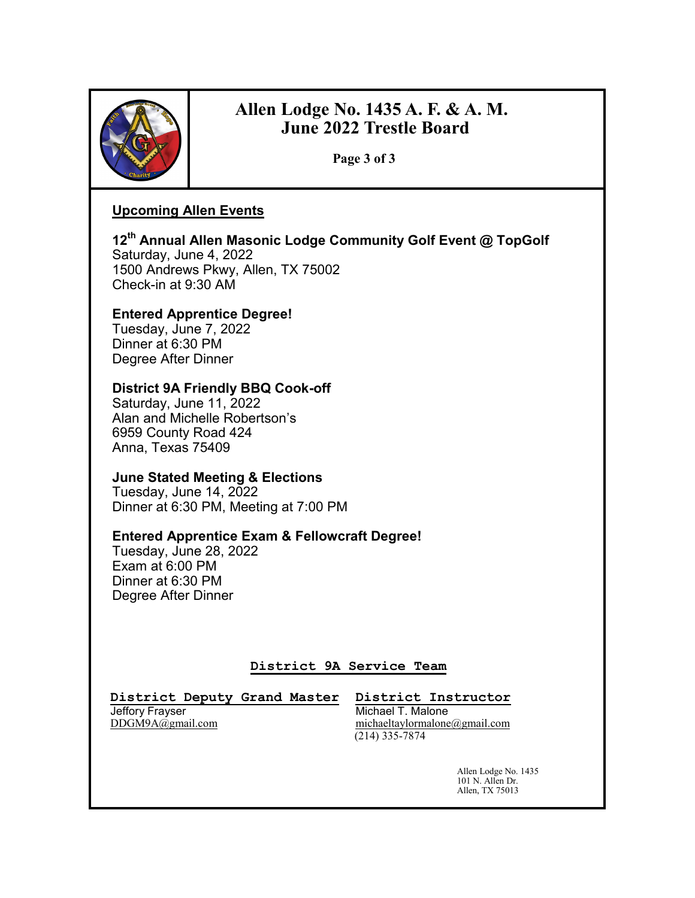# Allen Lodge No. 1435 A. F. & A. M.
## June 2022 Trestle Board

## Upcoming Allen Events

**12th Annual Allen Masonic Lodge Community Golf Event @ TopGolf**
Saturday, June 4, 2022
1500 Andrews Pkwy, Allen, TX 75002
Check-in at 9:30 AM

**Entered Apprentice Degree!**
Tuesday, June 7, 2022
Dinner at 6:30 PM
Degree After Dinner

**District 9A Friendly BBQ Cook-off**
Saturday, June 11, 2022
Alan and Michelle Robertson's
6959 County Road 424
Anna, Texas 75409

**June Stated Meeting & Elections**
Tuesday, June 14, 2022
Dinner at 6:30 PM, Meeting at 7:00 PM

**Entered Apprentice Exam & Fellowcraft Degree!**
Tuesday, June 28, 2022
Exam at 6:00 PM
Dinner at 6:30 PM
Degree After Dinner

## District 9A Service Team

**District Deputy Grand Master**
Jeffory Frayser
DDGM9A@gmail.com

**District Instructor**
Michael T. Malone
michaeltaylormalone@gmail.com
(214) 335-7874

Allen Lodge No. 1435
101 N. Allen Dr.
Allen, TX 75013